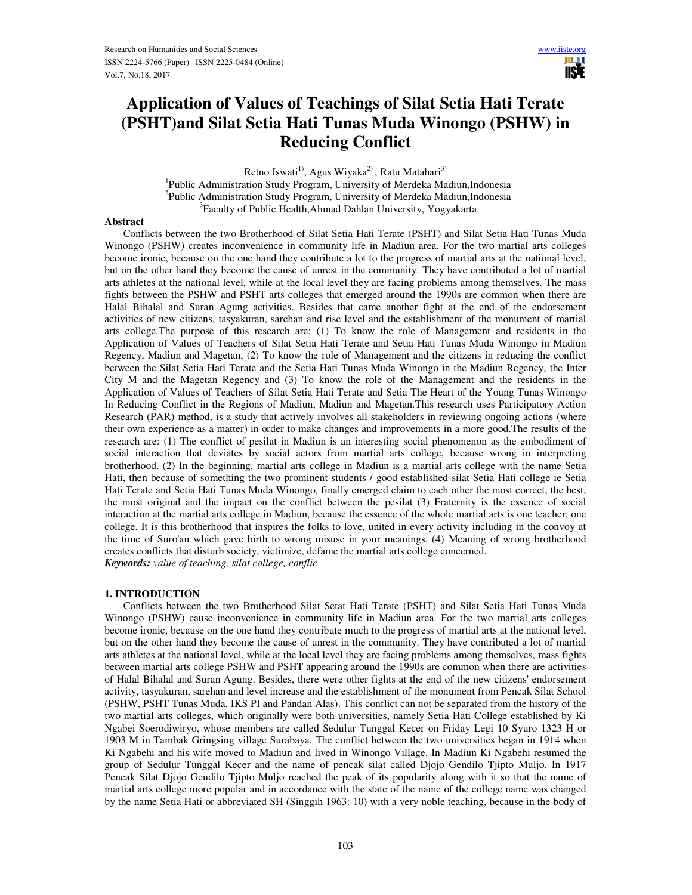# Application of Values of Teachings of Silat Setia Hati Terate (PSHT)and Silat Setia Hati Tunas Muda Winongo (PSHW) in Reducing Conflict

Retno Iswati[1)], Agus Wiyaka[2)], Ratu Matahari[3)]

[1]Public Administration Study Program, University of Merdeka Madiun,Indonesia
[2]Public Administration Study Program, University of Merdeka Madiun,Indonesia
[3]Faculty of Public Health,Ahmad Dahlan University, Yogyakarta

## Abstract

Conflicts between the two Brotherhood of Silat Setia Hati Terate (PSHT) and Silat Setia Hati Tunas Muda Winongo (PSHW) creates inconvenience in community life in Madiun area. For the two martial arts colleges become ironic, because on the one hand they contribute a lot to the progress of martial arts at the national level, but on the other hand they become the cause of unrest in the community. They have contributed a lot of martial arts athletes at the national level, while at the local level they are facing problems among themselves. The mass fights between the PSHW and PSHT arts colleges that emerged around the 1990s are common when there are Halal Bihalal and Suran Agung activities. Besides that came another fight at the end of the endorsement activities of new citizens, tasyakuran, sarehan and rise level and the establishment of the monument of martial arts college.The purpose of this research are: (1) To know the role of Management and residents in the Application of Values of Teachers of Silat Setia Hati Terate and Setia Hati Tunas Muda Winongo in Madiun Regency, Madiun and Magetan, (2) To know the role of Management and the citizens in reducing the conflict between the Silat Setia Hati Terate and the Setia Hati Tunas Muda Winongo in the Madiun Regency, the Inter City M and the Magetan Regency and (3) To know the role of the Management and the residents in the Application of Values of Teachers of Silat Setia Hati Terate and Setia The Heart of the Young Tunas Winongo In Reducing Conflict in the Regions of Madiun, Madiun and Magetan.This research uses Participatory Action Research (PAR) method, is a study that actively involves all stakeholders in reviewing ongoing actions (where their own experience as a matter) in order to make changes and improvements in a more good.The results of the research are: (1) The conflict of pesilat in Madiun is an interesting social phenomenon as the embodiment of social interaction that deviates by social actors from martial arts college, because wrong in interpreting brotherhood. (2) In the beginning, martial arts college in Madiun is a martial arts college with the name Setia Hati, then because of something the two prominent students / good established silat Setia Hati college ie Setia Hati Terate and Setia Hati Tunas Muda Winongo, finally emerged claim to each other the most correct, the best, the most original and the impact on the conflict between the pesilat (3) Fraternity is the essence of social interaction at the martial arts college in Madiun, because the essence of the whole martial arts is one teacher, one college. It is this brotherhood that inspires the folks to love, united in every activity including in the convoy at the time of Suro'an which gave birth to wrong misuse in your meanings. (4) Meaning of wrong brotherhood creates conflicts that disturb society, victimize, defame the martial arts college concerned.

***Keywords:*** *value of teaching, silat college, conflic*

## 1. INTRODUCTION

Conflicts between the two Brotherhood Silat Setat Hati Terate (PSHT) and Silat Setia Hati Tunas Muda Winongo (PSHW) cause inconvenience in community life in Madiun area. For the two martial arts colleges become ironic, because on the one hand they contribute much to the progress of martial arts at the national level, but on the other hand they become the cause of unrest in the community. They have contributed a lot of martial arts athletes at the national level, while at the local level they are facing problems among themselves, mass fights between martial arts college PSHW and PSHT appearing around the 1990s are common when there are activities of Halal Bihalal and Suran Agung. Besides, there were other fights at the end of the new citizens' endorsement activity, tasyakuran, sarehan and level increase and the establishment of the monument from Pencak Silat School (PSHW, PSHT Tunas Muda, IKS PI and Pandan Alas). This conflict can not be separated from the history of the two martial arts colleges, which originally were both universities, namely Setia Hati College established by Ki Ngabei Soerodiwiryo, whose members are called Sedulur Tunggal Kecer on Friday Legi 10 Syuro 1323 H or 1903 M in Tambak Gringsing village Surabaya. The conflict between the two universities began in 1914 when Ki Ngabehi and his wife moved to Madiun and lived in Winongo Village. In Madiun Ki Ngabehi resumed the group of Sedulur Tunggal Kecer and the name of pencak silat called Djojo Gendilo Tjipto Muljo. In 1917 Pencak Silat Djojo Gendilo Tjipto Muljo reached the peak of its popularity along with it so that the name of martial arts college more popular and in accordance with the state of the name of the college name was changed by the name Setia Hati or abbreviated SH (Singgih 1963: 10) with a very noble teaching, because in the body of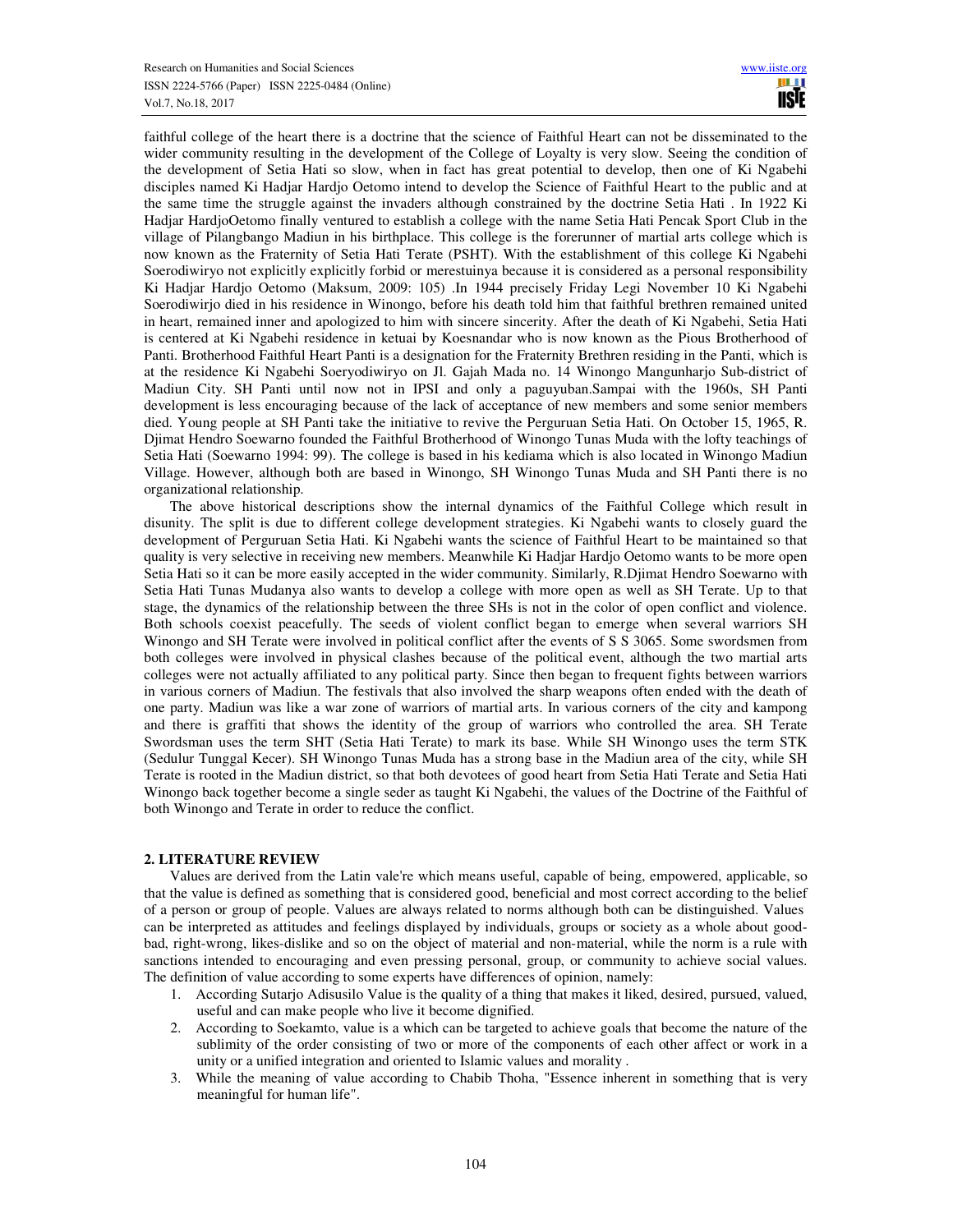faithful college of the heart there is a doctrine that the science of Faithful Heart can not be disseminated to the wider community resulting in the development of the College of Loyalty is very slow. Seeing the condition of the development of Setia Hati so slow, when in fact has great potential to develop, then one of Ki Ngabehi disciples named Ki Hadjar Hardjo Oetomo intend to develop the Science of Faithful Heart to the public and at the same time the struggle against the invaders although constrained by the doctrine Setia Hati . In 1922 Ki Hadjar HardjoOetomo finally ventured to establish a college with the name Setia Hati Pencak Sport Club in the village of Pilangbango Madiun in his birthplace. This college is the forerunner of martial arts college which is now known as the Fraternity of Setia Hati Terate (PSHT). With the establishment of this college Ki Ngabehi Soerodiwiryo not explicitly explicitly forbid or merestuinya because it is considered as a personal responsibility Ki Hadjar Hardjo Oetomo (Maksum, 2009: 105) .In 1944 precisely Friday Legi November 10 Ki Ngabehi Soerodiwirjo died in his residence in Winongo, before his death told him that faithful brethren remained united in heart, remained inner and apologized to him with sincere sincerity. After the death of Ki Ngabehi, Setia Hati is centered at Ki Ngabehi residence in ketuai by Koesnandar who is now known as the Pious Brotherhood of Panti. Brotherhood Faithful Heart Panti is a designation for the Fraternity Brethren residing in the Panti, which is at the residence Ki Ngabehi Soeryodiwiryo on Jl. Gajah Mada no. 14 Winongo Mangunharjo Sub-district of Madiun City. SH Panti until now not in IPSI and only a paguyuban.Sampai with the 1960s, SH Panti development is less encouraging because of the lack of acceptance of new members and some senior members died. Young people at SH Panti take the initiative to revive the Perguruan Setia Hati. On October 15, 1965, R. Djimat Hendro Soewarno founded the Faithful Brotherhood of Winongo Tunas Muda with the lofty teachings of Setia Hati (Soewarno 1994: 99). The college is based in his kediama which is also located in Winongo Madiun Village. However, although both are based in Winongo, SH Winongo Tunas Muda and SH Panti there is no organizational relationship.

The above historical descriptions show the internal dynamics of the Faithful College which result in disunity. The split is due to different college development strategies. Ki Ngabehi wants to closely guard the development of Perguruan Setia Hati. Ki Ngabehi wants the science of Faithful Heart to be maintained so that quality is very selective in receiving new members. Meanwhile Ki Hadjar Hardjo Oetomo wants to be more open Setia Hati so it can be more easily accepted in the wider community. Similarly, R.Djimat Hendro Soewarno with Setia Hati Tunas Mudanya also wants to develop a college with more open as well as SH Terate. Up to that stage, the dynamics of the relationship between the three SHs is not in the color of open conflict and violence. Both schools coexist peacefully. The seeds of violent conflict began to emerge when several warriors SH Winongo and SH Terate were involved in political conflict after the events of S S 3065. Some swordsmen from both colleges were involved in physical clashes because of the political event, although the two martial arts colleges were not actually affiliated to any political party. Since then began to frequent fights between warriors in various corners of Madiun. The festivals that also involved the sharp weapons often ended with the death of one party. Madiun was like a war zone of warriors of martial arts. In various corners of the city and kampong and there is graffiti that shows the identity of the group of warriors who controlled the area. SH Terate Swordsman uses the term SHT (Setia Hati Terate) to mark its base. While SH Winongo uses the term STK (Sedulur Tunggal Kecer). SH Winongo Tunas Muda has a strong base in the Madiun area of the city, while SH Terate is rooted in the Madiun district, so that both devotees of good heart from Setia Hati Terate and Setia Hati Winongo back together become a single seder as taught Ki Ngabehi, the values of the Doctrine of the Faithful of both Winongo and Terate in order to reduce the conflict.

## 2. LITERATURE REVIEW

Values are derived from the Latin vale're which means useful, capable of being, empowered, applicable, so that the value is defined as something that is considered good, beneficial and most correct according to the belief of a person or group of people. Values are always related to norms although both can be distinguished. Values can be interpreted as attitudes and feelings displayed by individuals, groups or society as a whole about good-bad, right-wrong, likes-dislike and so on the object of material and non-material, while the norm is a rule with sanctions intended to encouraging and even pressing personal, group, or community to achieve social values. The definition of value according to some experts have differences of opinion, namely:

1. According to Sutarjo Adisusilo Value is the quality of a thing that makes it liked, desired, pursued, valued, useful and can make people who live it become dignified.
2. According to Soekamto, value is a which can be targeted to achieve goals that become the nature of the sublimity of the order consisting of two or more of the components of each other affect or work in a unity or a unified integration and oriented to Islamic values and morality .
3. While the meaning of value according to Chabib Thoha, "Essence inherent in something that is very meaningful for human life".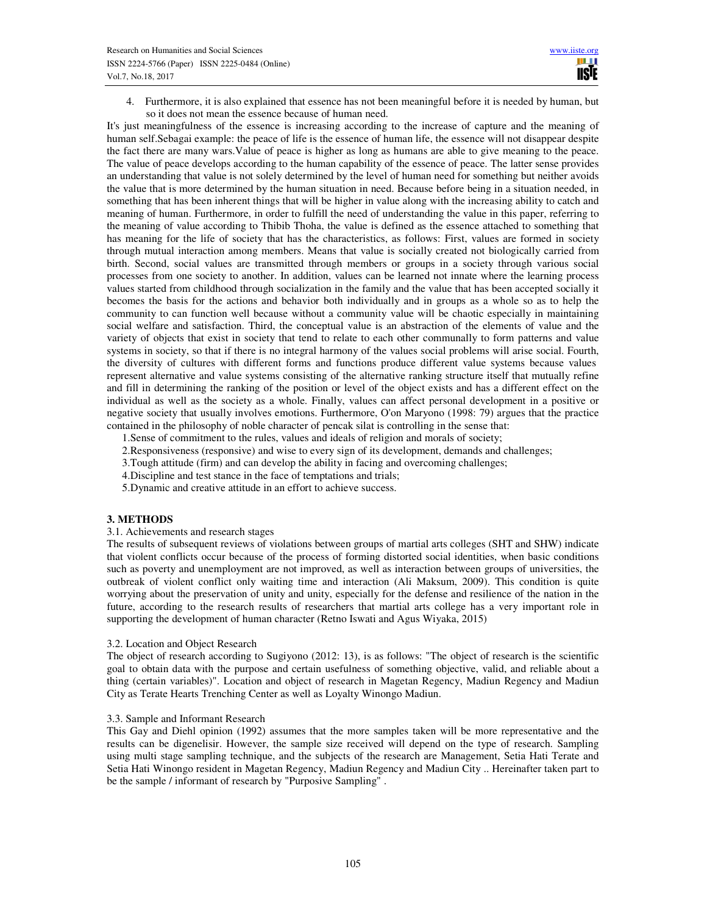4. Furthermore, it is also explained that essence has not been meaningful before it is needed by human, but so it does not mean the essence because of human need.

It's just meaningfulness of the essence is increasing according to the increase of capture and the meaning of human self.Sebagai example: the peace of life is the essence of human life, the essence will not disappear despite the fact there are many wars.Value of peace is higher as long as humans are able to give meaning to the peace. The value of peace develops according to the human capability of the essence of peace. The latter sense provides an understanding that value is not solely determined by the level of human need for something but neither avoids the value that is more determined by the human situation in need. Because before being in a situation needed, in something that has been inherent things that will be higher in value along with the increasing ability to catch and meaning of human. Furthermore, in order to fulfill the need of understanding the value in this paper, referring to the meaning of value according to Thibib Thoha, the value is defined as the essence attached to something that has meaning for the life of society that has the characteristics, as follows: First, values are formed in society through mutual interaction among members. Means that value is socially created not biologically carried from birth. Second, social values are transmitted through members or groups in a society through various social processes from one society to another. In addition, values can be learned not innate where the learning process values started from childhood through socialization in the family and the value that has been accepted socially it becomes the basis for the actions and behavior both individually and in groups as a whole so as to help the community to can function well because without a community value will be chaotic especially in maintaining social welfare and satisfaction. Third, the conceptual value is an abstraction of the elements of value and the variety of objects that exist in society that tend to relate to each other communally to form patterns and value systems in society, so that if there is no integral harmony of the values social problems will arise social. Fourth, the diversity of cultures with different forms and functions produce different value systems because values represent alternative and value systems consisting of the alternative ranking structure itself that mutually refine and fill in determining the ranking of the position or level of the object exists and has a different effect on the individual as well as the society as a whole. Finally, values can affect personal development in a positive or negative society that usually involves emotions. Furthermore, O'on Maryono (1998: 79) argues that the practice contained in the philosophy of noble character of pencak silat is controlling in the sense that:

1.Sense of commitment to the rules, values and ideals of religion and morals of society;
2.Responsiveness (responsive) and wise to every sign of its development, demands and challenges;
3.Tough attitude (firm) and can develop the ability in facing and overcoming challenges;
4.Discipline and test stance in the face of temptations and trials;
5.Dynamic and creative attitude in an effort to achieve success.

## 3. METHODS

### 3.1. Achievements and research stages

The results of subsequent reviews of violations between groups of martial arts colleges (SHT and SHW) indicate that violent conflicts occur because of the process of forming distorted social identities, when basic conditions such as poverty and unemployment are not improved, as well as interaction between groups of universities, the outbreak of violent conflict only waiting time and interaction (Ali Maksum, 2009). This condition is quite worrying about the preservation of unity and unity, especially for the defense and resilience of the nation in the future, according to the research results of researchers that martial arts college has a very important role in supporting the development of human character (Retno Iswati and Agus Wiyaka, 2015)

### 3.2. Location and Object Research

The object of research according to Sugiyono (2012: 13), is as follows: "The object of research is the scientific goal to obtain data with the purpose and certain usefulness of something objective, valid, and reliable about a thing (certain variables)". Location and object of research in Magetan Regency, Madiun Regency and Madiun City as Terate Hearts Trenching Center as well as Loyalty Winongo Madiun.

### 3.3. Sample and Informant Research

This Gay and Diehl opinion (1992) assumes that the more samples taken will be more representative and the results can be digenelisir. However, the sample size received will depend on the type of research. Sampling using multi stage sampling technique, and the subjects of the research are Management, Setia Hati Terate and Setia Hati Winongo resident in Magetan Regency, Madiun Regency and Madiun City .. Hereinafter taken part to be the sample / informant of research by "Purposive Sampling" .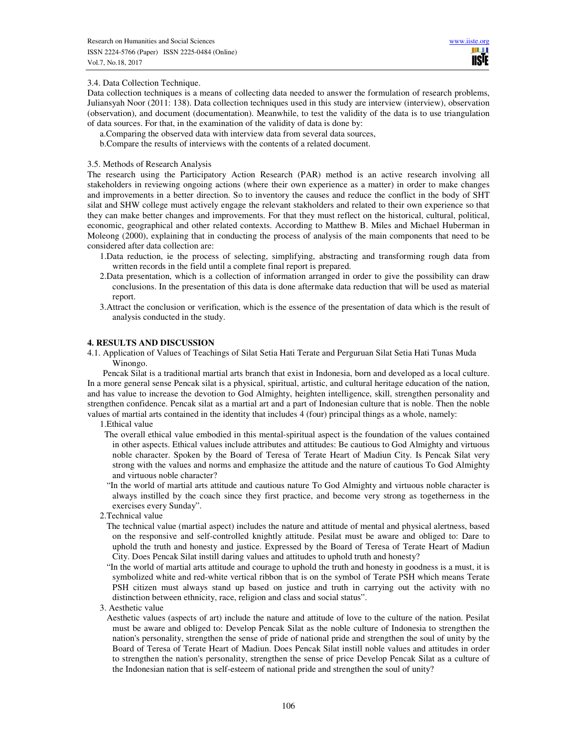3.4. Data Collection Technique.

Data collection techniques is a means of collecting data needed to answer the formulation of research problems, Juliansyah Noor (2011: 138). Data collection techniques used in this study are interview (interview), observation (observation), and document (documentation). Meanwhile, to test the validity of the data is to use triangulation of data sources. For that, in the examination of the validity of data is done by:

a.Comparing the observed data with interview data from several data sources,

b.Compare the results of interviews with the contents of a related document.

3.5. Methods of Research Analysis

The research using the Participatory Action Research (PAR) method is an active research involving all stakeholders in reviewing ongoing actions (where their own experience as a matter) in order to make changes and improvements in a better direction. So to inventory the causes and reduce the conflict in the body of SHT silat and SHW college must actively engage the relevant stakholders and related to their own experience so that they can make better changes and improvements. For that they must reflect on the historical, cultural, political, economic, geographical and other related contexts. According to Matthew B. Miles and Michael Huberman in Moleong (2000), explaining that in conducting the process of analysis of the main components that need to be considered after data collection are:

1.Data reduction, ie the process of selecting, simplifying, abstracting and transforming rough data from written records in the field until a complete final report is prepared.

2.Data presentation, which is a collection of information arranged in order to give the possibility can draw conclusions. In the presentation of this data is done aftermake data reduction that will be used as material report.

3.Attract the conclusion or verification, which is the essence of the presentation of data which is the result of analysis conducted in the study.

## 4. RESULTS AND DISCUSSION

4.1. Application of Values of Teachings of Silat Setia Hati Terate and Perguruan Silat Setia Hati Tunas Muda Winongo.

Pencak Silat is a traditional martial arts branch that exist in Indonesia, born and developed as a local culture. In a more general sense Pencak silat is a physical, spiritual, artistic, and cultural heritage education of the nation, and has value to increase the devotion to God Almighty, heighten intelligence, skill, strengthen personality and strengthen confidence. Pencak silat as a martial art and a part of Indonesian culture that is noble. Then the noble values of martial arts contained in the identity that includes 4 (four) principal things as a whole, namely:

1.Ethical value

The overall ethical value embodied in this mental-spiritual aspect is the foundation of the values contained in other aspects. Ethical values include attributes and attitudes: Be cautious to God Almighty and virtuous noble character. Spoken by the Board of Teresa of Terate Heart of Madiun City. Is Pencak Silat very strong with the values and norms and emphasize the attitude and the nature of cautious To God Almighty and virtuous noble character?

"In the world of martial arts attitude and cautious nature To God Almighty and virtuous noble character is always instilled by the coach since they first practice, and become very strong as togetherness in the exercises every Sunday".

2.Technical value

The technical value (martial aspect) includes the nature and attitude of mental and physical alertness, based on the responsive and self-controlled knightly attitude. Pesilat must be aware and obliged to: Dare to uphold the truth and honesty and justice. Expressed by the Board of Teresa of Terate Heart of Madiun City. Does Pencak Silat instill daring values and attitudes to uphold truth and honesty?

"In the world of martial arts attitude and courage to uphold the truth and honesty in goodness is a must, it is symbolized white and red-white vertical ribbon that is on the symbol of Terate PSH which means Terate PSH citizen must always stand up based on justice and truth in carrying out the activity with no distinction between ethnicity, race, religion and class and social status".

3. Aesthetic value

Aesthetic values (aspects of art) include the nature and attitude of love to the culture of the nation. Pesilat must be aware and obliged to: Develop Pencak Silat as the noble culture of Indonesia to strengthen the nation's personality, strengthen the sense of pride of national pride and strengthen the soul of unity by the Board of Teresa of Terate Heart of Madiun. Does Pencak Silat instill noble values and attitudes in order to strengthen the nation's personality, strengthen the sense of price Develop Pencak Silat as a culture of the Indonesian nation that is self-esteem of national pride and strengthen the soul of unity?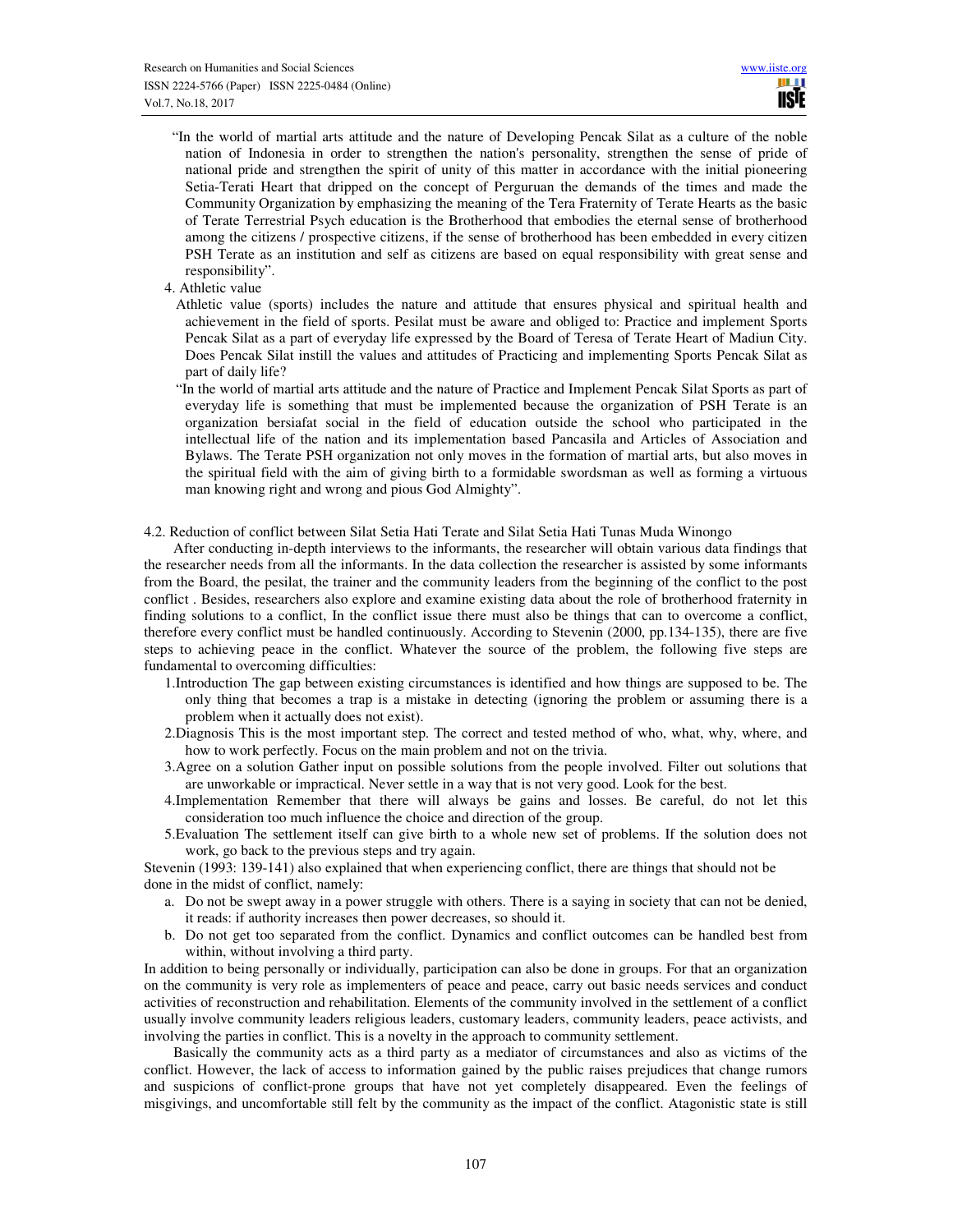"In the world of martial arts attitude and the nature of Developing Pencak Silat as a culture of the noble nation of Indonesia in order to strengthen the nation's personality, strengthen the sense of pride of national pride and strengthen the spirit of unity of this matter in accordance with the initial pioneering Setia-Terati Heart that dripped on the concept of Perguruan the demands of the times and made the Community Organization by emphasizing the meaning of the Tera Fraternity of Terate Hearts as the basic of Terate Terrestrial Psych education is the Brotherhood that embodies the eternal sense of brotherhood among the citizens / prospective citizens, if the sense of brotherhood has been embedded in every citizen PSH Terate as an institution and self as citizens are based on equal responsibility with great sense and responsibility".

4. Athletic value

Athletic value (sports) includes the nature and attitude that ensures physical and spiritual health and achievement in the field of sports. Pesilat must be aware and obliged to: Practice and implement Sports Pencak Silat as a part of everyday life expressed by the Board of Teresa of Terate Heart of Madiun City. Does Pencak Silat instill the values and attitudes of Practicing and implementing Sports Pencak Silat as part of daily life?

"In the world of martial arts attitude and the nature of Practice and Implement Pencak Silat Sports as part of everyday life is something that must be implemented because the organization of PSH Terate is an organization bersiafat social in the field of education outside the school who participated in the intellectual life of the nation and its implementation based Pancasila and Articles of Association and Bylaws. The Terate PSH organization not only moves in the formation of martial arts, but also moves in the spiritual field with the aim of giving birth to a formidable swordsman as well as forming a virtuous man knowing right and wrong and pious God Almighty".

## 4.2. Reduction of conflict between Silat Setia Hati Terate and Silat Setia Hati Tunas Muda Winongo

After conducting in-depth interviews to the informants, the researcher will obtain various data findings that the researcher needs from all the informants. In the data collection the researcher is assisted by some informants from the Board, the pesilat, the trainer and the community leaders from the beginning of the conflict to the post conflict . Besides, researchers also explore and examine existing data about the role of brotherhood fraternity in finding solutions to a conflict, In the conflict issue there must also be things that can to overcome a conflict, therefore every conflict must be handled continuously. According to Stevenin (2000, pp.134-135), there are five steps to achieving peace in the conflict. Whatever the source of the problem, the following five steps are fundamental to overcoming difficulties:

1. Introduction The gap between existing circumstances is identified and how things are supposed to be. The only thing that becomes a trap is a mistake in detecting (ignoring the problem or assuming there is a problem when it actually does not exist).
2. Diagnosis This is the most important step. The correct and tested method of who, what, why, where, and how to work perfectly. Focus on the main problem and not on the trivia.
3. Agree on a solution Gather input on possible solutions from the people involved. Filter out solutions that are unworkable or impractical. Never settle in a way that is not very good. Look for the best.
4. Implementation Remember that there will always be gains and losses. Be careful, do not let this consideration too much influence the choice and direction of the group.
5. Evaluation The settlement itself can give birth to a whole new set of problems. If the solution does not work, go back to the previous steps and try again.

Stevenin (1993: 139-141) also explained that when experiencing conflict, there are things that should not be done in the midst of conflict, namely:

a. Do not be swept away in a power struggle with others. There is a saying in society that can not be denied, it reads: if authority increases then power decreases, so should it.
b. Do not get too separated from the conflict. Dynamics and conflict outcomes can be handled best from within, without involving a third party.

In addition to being personally or individually, participation can also be done in groups. For that an organization on the community is very role as implementers of peace and peace, carry out basic needs services and conduct activities of reconstruction and rehabilitation. Elements of the community involved in the settlement of a conflict usually involve community leaders religious leaders, customary leaders, community leaders, peace activists, and involving the parties in conflict. This is a novelty in the approach to community settlement.

Basically the community acts as a third party as a mediator of circumstances and also as victims of the conflict. However, the lack of access to information gained by the public raises prejudices that change rumors and suspicions of conflict-prone groups that have not yet completely disappeared. Even the feelings of misgivings, and uncomfortable still felt by the community as the impact of the conflict. Atagonistic state is still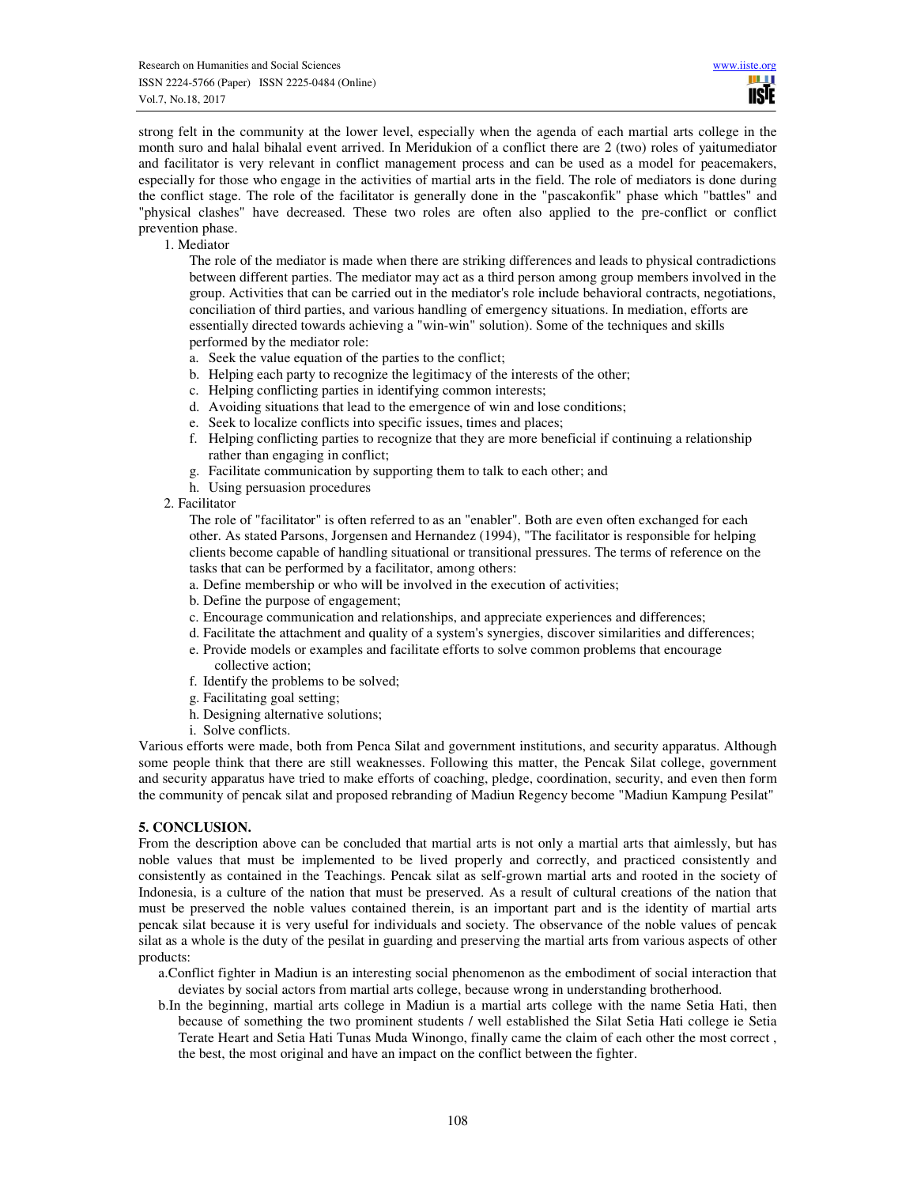strong felt in the community at the lower level, especially when the agenda of each martial arts college in the month suro and halal bihalal event arrived. In Meridukion of a conflict there are 2 (two) roles of yaitumediator and facilitator is very relevant in conflict management process and can be used as a model for peacemakers, especially for those who engage in the activities of martial arts in the field. The role of mediators is done during the conflict stage. The role of the facilitator is generally done in the "pascakonfik" phase which "battles" and "physical clashes" have decreased. These two roles are often also applied to the pre-conflict or conflict prevention phase.

1. Mediator

   The role of the mediator is made when there are striking differences and leads to physical contradictions between different parties. The mediator may act as a third person among group members involved in the group. Activities that can be carried out in the mediator's role include behavioral contracts, negotiations, conciliation of third parties, and various handling of emergency situations. In mediation, efforts are essentially directed towards achieving a "win-win" solution). Some of the techniques and skills performed by the mediator role:

   a. Seek the value equation of the parties to the conflict;
   b. Helping each party to recognize the legitimacy of the interests of the other;
   c. Helping conflicting parties in identifying common interests;
   d. Avoiding situations that lead to the emergence of win and lose conditions;
   e. Seek to localize conflicts into specific issues, times and places;
   f. Helping conflicting parties to recognize that they are more beneficial if continuing a relationship rather than engaging in conflict;
   g. Facilitate communication by supporting them to talk to each other; and
   h. Using persuasion procedures

2. Facilitator

   The role of "facilitator" is often referred to as an "enabler". Both are even often exchanged for each other. As stated Parsons, Jorgensen and Hernandez (1994), "The facilitator is responsible for helping clients become capable of handling situational or transitional pressures. The terms of reference on the tasks that can be performed by a facilitator, among others:

   a. Define membership or who will be involved in the execution of activities;
   b. Define the purpose of engagement;
   c. Encourage communication and relationships, and appreciate experiences and differences;
   d. Facilitate the attachment and quality of a system's synergies, discover similarities and differences;
   e. Provide models or examples and facilitate efforts to solve common problems that encourage collective action;
   f. Identify the problems to be solved;
   g. Facilitating goal setting;
   h. Designing alternative solutions;
   i. Solve conflicts.

Various efforts were made, both from Penca Silat and government institutions, and security apparatus. Although some people think that there are still weaknesses. Following this matter, the Pencak Silat college, government and security apparatus have tried to make efforts of coaching, pledge, coordination, security, and even then form the community of pencak silat and proposed rebranding of Madiun Regency become "Madiun Kampung Pesilat"

## 5. CONCLUSION.

From the description above can be concluded that martial arts is not only a martial arts that aimlessly, but has noble values that must be implemented to be lived properly and correctly, and practiced consistently and consistently as contained in the Teachings. Pencak silat as self-grown martial arts and rooted in the society of Indonesia, is a culture of the nation that must be preserved. As a result of cultural creations of the nation that must be preserved the noble values contained therein, is an important part and is the identity of martial arts pencak silat because it is very useful for individuals and society. The observance of the noble values of pencak silat as a whole is the duty of the pesilat in guarding and preserving the martial arts from various aspects of other products:

a. Conflict fighter in Madiun is an interesting social phenomenon as the embodiment of social interaction that deviates by social actors from martial arts college, because wrong in understanding brotherhood.

b. In the beginning, martial arts college in Madiun is a martial arts college with the name Setia Hati, then because of something the two prominent students / well established the Silat Setia Hati college ie Setia Terate Heart and Setia Hati Tunas Muda Winongo, finally came the claim of each other the most correct , the best, the most original and have an impact on the conflict between the fighter.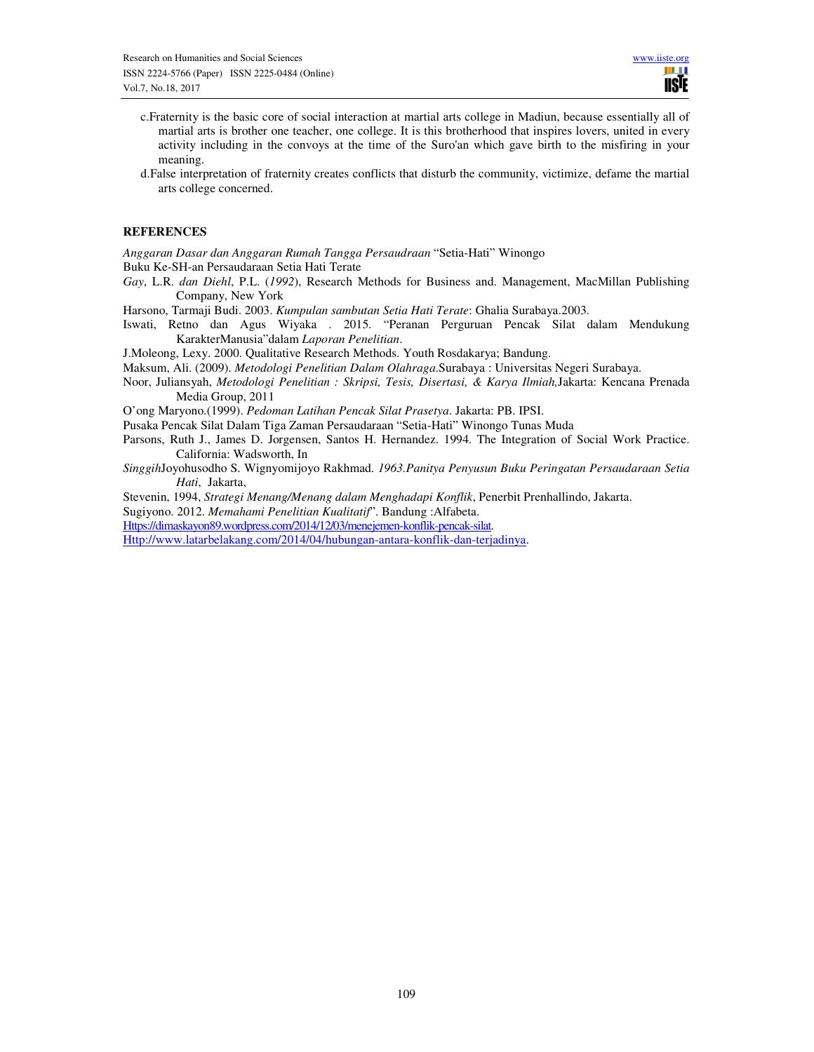c. Fraternity is the basic core of social interaction at martial arts college in Madiun, because essentially all of martial arts is brother one teacher, one college. It is this brotherhood that inspires lovers, united in every activity including in the convoys at the time of the Suro'an which gave birth to the misfiring in your meaning.

d. False interpretation of fraternity creates conflicts that disturb the community, victimize, defame the martial arts college concerned.

## REFERENCES

*Anggaran Dasar dan Anggaran Rumah Tangga Persaudraan* "Setia-Hati" Winongo

Buku Ke-SH-an Persaudaraan Setia Hati Terate

*Gay*, L.R. *dan Diehl*, P.L. (*1992*), Research Methods for Business and. Management, MacMillan Publishing Company, New York

Harsono, Tarmaji Budi. 2003. *Kumpulan sambutan Setia Hati Terate*: Ghalia Surabaya.2003.

Iswati, Retno dan Agus Wiyaka . 2015. "Peranan Perguruan Pencak Silat dalam Mendukung KarakterManusia"dalam *Laporan Penelitian*.

J.Moleong, Lexy. 2000. Qualitative Research Methods. Youth Rosdakarya; Bandung.

Maksum, Ali. (2009). *Metodologi Penelitian Dalam Olahraga*.Surabaya : Universitas Negeri Surabaya.

Noor, Juliansyah, *Metodologi Penelitian : Skripsi, Tesis, Disertasi, & Karya Ilmiah,*Jakarta: Kencana Prenada Media Group, 2011

O'ong Maryono.(1999). *Pedoman Latihan Pencak Silat Prasetya*. Jakarta: PB. IPSI.

Pusaka Pencak Silat Dalam Tiga Zaman Persaudaraan "Setia-Hati" Winongo Tunas Muda

Parsons, Ruth J., James D. Jorgensen, Santos H. Hernandez. 1994. The Integration of Social Work Practice. California: Wadsworth, In

*Singgih*Joyohusodho S. Wignyomijoyo Rakhmad. *1963.Panitya Penyusun Buku Peringatan Persaudaraan Setia Hati*, Jakarta,

Stevenin, 1994, *Strategi Menang/Menang dalam Menghadapi Konflik*, Penerbit Prenhallindo, Jakarta.

Sugiyono. 2012. *Memahami Penelitian Kualitatif*". Bandung :Alfabeta.

Https://dimaskayon89.wordpress.com/2014/12/03/menejemen-konflik-pencak-silat.

Http://www.latarbelakang.com/2014/04/hubungan-antara-konflik-dan-terjadinya.